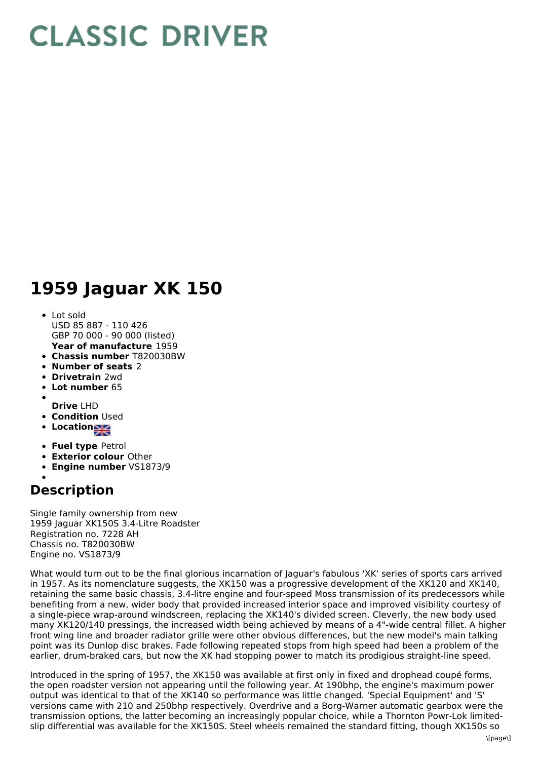# CLASSIC DRIVER

# 1959 Jaguar XK 150

- Lot sold
  USD 85 887 - 110 426
  GBP 70 000 - 90 000 (listed)
  **Year of manufacture** 1959
- **Chassis number** T820030BW
- **Number of seats** 2
- **Drivetrain** 2wd
- **Lot number** 65
- **Drive** LHD
- **Condition** Used
- **Location**
- **Fuel type** Petrol
- **Exterior colour** Other
- **Engine number** VS1873/9

## Description

Single family ownership from new
1959 Jaguar XK150S 3.4-Litre Roadster
Registration no. 7228 AH
Chassis no. T820030BW
Engine no. VS1873/9

What would turn out to be the final glorious incarnation of Jaguar's fabulous 'XK' series of sports cars arrived in 1957. As its nomenclature suggests, the XK150 was a progressive development of the XK120 and XK140, retaining the same basic chassis, 3.4-litre engine and four-speed Moss transmission of its predecessors while benefiting from a new, wider body that provided increased interior space and improved visibility courtesy of a single-piece wrap-around windscreen, replacing the XK140's divided screen. Cleverly, the new body used many XK120/140 pressings, the increased width being achieved by means of a 4"-wide central fillet. A higher front wing line and broader radiator grille were other obvious differences, but the new model's main talking point was its Dunlop disc brakes. Fade following repeated stops from high speed had been a problem of the earlier, drum-braked cars, but now the XK had stopping power to match its prodigious straight-line speed.

Introduced in the spring of 1957, the XK150 was available at first only in fixed and drophead coupé forms, the open roadster version not appearing until the following year. At 190bhp, the engine's maximum power output was identical to that of the XK140 so performance was little changed. 'Special Equipment' and 'S' versions came with 210 and 250bhp respectively. Overdrive and a Borg-Warner automatic gearbox were the transmission options, the latter becoming an increasingly popular choice, while a Thornton Powr-Lok limited-slip differential was available for the XK150S. Steel wheels remained the standard fitting, though XK150s so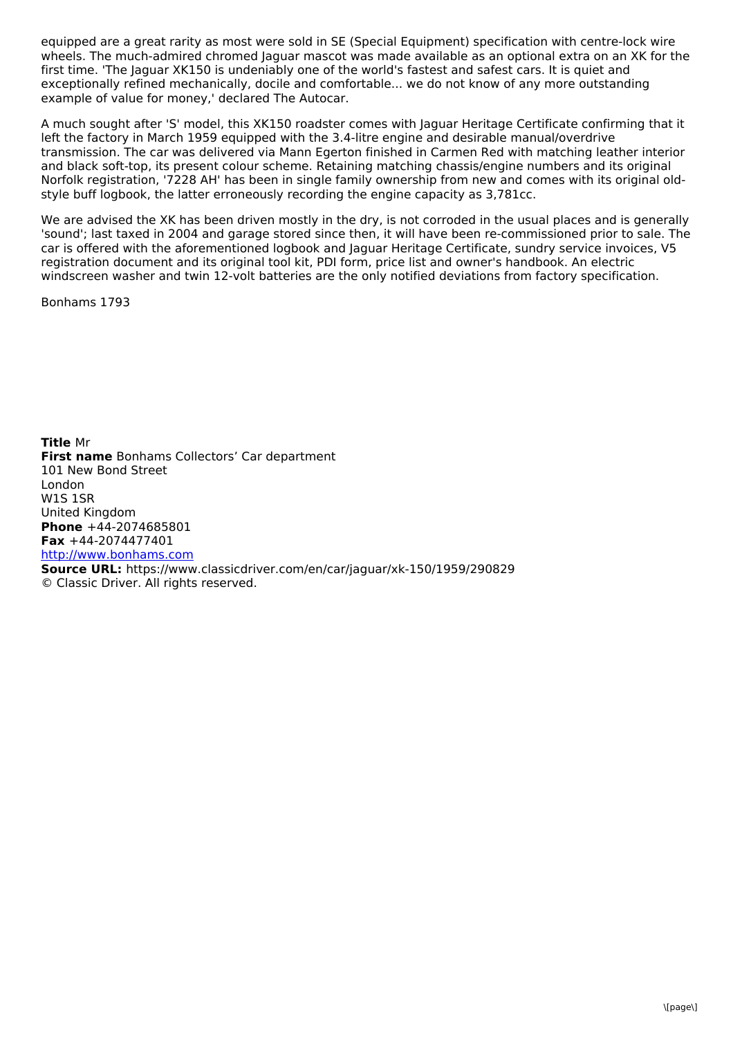equipped are a great rarity as most were sold in SE (Special Equipment) specification with centre-lock wire wheels. The much-admired chromed Jaguar mascot was made available as an optional extra on an XK for the first time. 'The Jaguar XK150 is undeniably one of the world's fastest and safest cars. It is quiet and exceptionally refined mechanically, docile and comfortable... we do not know of any more outstanding example of value for money,' declared The Autocar.

A much sought after 'S' model, this XK150 roadster comes with Jaguar Heritage Certificate confirming that it left the factory in March 1959 equipped with the 3.4-litre engine and desirable manual/overdrive transmission. The car was delivered via Mann Egerton finished in Carmen Red with matching leather interior and black soft-top, its present colour scheme. Retaining matching chassis/engine numbers and its original Norfolk registration, '7228 AH' has been in single family ownership from new and comes with its original old-style buff logbook, the latter erroneously recording the engine capacity as 3,781cc.

We are advised the XK has been driven mostly in the dry, is not corroded in the usual places and is generally 'sound'; last taxed in 2004 and garage stored since then, it will have been re-commissioned prior to sale. The car is offered with the aforementioned logbook and Jaguar Heritage Certificate, sundry service invoices, V5 registration document and its original tool kit, PDI form, price list and owner's handbook. An electric windscreen washer and twin 12-volt batteries are the only notified deviations from factory specification.

Bonhams 1793

**Title** Mr
**First name** Bonhams Collectors' Car department
101 New Bond Street
London
W1S 1SR
United Kingdom
**Phone** +44-2074685801
**Fax** +44-2074477401
http://www.bonhams.com
**Source URL:** https://www.classicdriver.com/en/car/jaguar/xk-150/1959/290829
© Classic Driver. All rights reserved.